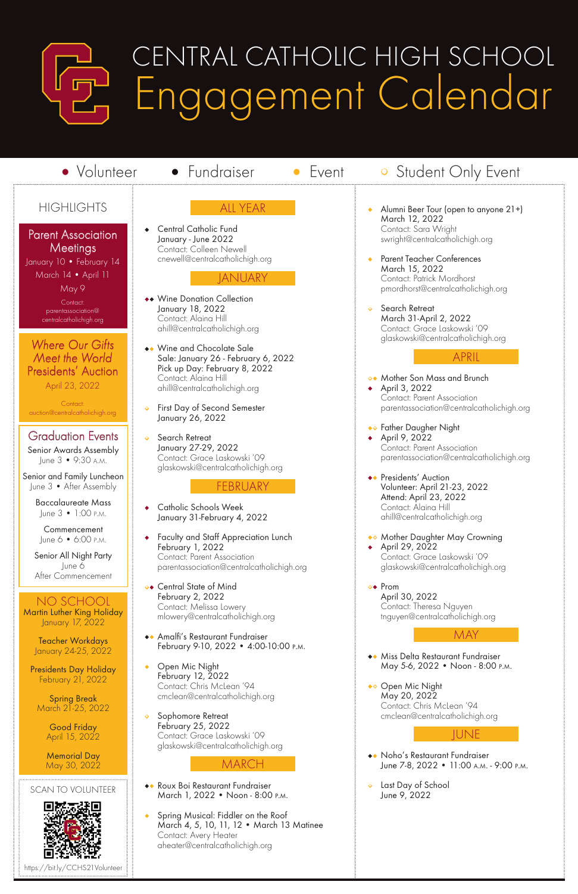# CENTRAL CATHOLIC HIGH SCHOOL

# Engagement Calendar

• Volunteer • Fundraiser • Event ○ Student Only Event

## HIGHLIGHTS

### Parent Association Meetings

January 10 • February 14
March 14 • April 11
May 9

Contact:
parentassociation@centralcatholichigh.org

### *Where Our Gifts Meet the World* Presidents' Auction

April 23, 2022

Contact:
auction@centralcatholichigh.org

### Graduation Events

Senior Awards Assembly
June 3 • 9:30 A.M.

Senior and Family Luncheon
June 3 • After Assembly

Baccalaureate Mass
June 3 • 1:00 P.M.

Commencement
June 6 • 6:00 P.M.

Senior All Night Party
June 6
After Commencement

### NO SCHOOL

Martin Luther King Holiday
January 17, 2022

Teacher Workdays
January 24-25, 2022

Presidents Day Holiday
February 21, 2022

Spring Break
March 21-25, 2022

Good Friday
April 15, 2022

Memorial Day
May 30, 2022

### SCAN TO VOLUNTEER

https://bit.ly/CCHS21Volunteer

## ALL YEAR

- Central Catholic Fund
  January - June 2022
  Contact: Colleen Newell
  cnewell@centralcatholichigh.org

## JANUARY

- Wine Donation Collection
  January 18, 2022
  Contact: Alaina Hill
  ahill@centralcatholichigh.org

- Wine and Chocolate Sale
  Sale: January 26 - February 6, 2022
  Pick up Day: February 8, 2022
  Contact: Alaina Hill
  ahill@centralcatholichigh.org

- First Day of Second Semester
  January 26, 2022

- Search Retreat
  January 27-29, 2022
  Contact: Grace Laskowski '09
  glaskowski@centralcatholichigh.org

## FEBRUARY

- Catholic Schools Week
  January 31-February 4, 2022

- Faculty and Staff Appreciation Lunch
  February 1, 2022
  Contact: Parent Association
  parentassociation@centralcatholichigh.org

- Central State of Mind
  February 2, 2022
  Contact: Melissa Lowery
  mlowery@centralcatholichigh.org

- Amalfi's Restaurant Fundraiser
  February 9-10, 2022 • 4:00-10:00 P.M.

- Open Mic Night
  February 12, 2022
  Contact: Chris McLean '94
  cmclean@centralcatholichigh.org

- Sophomore Retreat
  February 25, 2022
  Contact: Grace Laskowski '09
  glaskowski@centralcatholichigh.org

## MARCH

- Roux Boi Restaurant Fundraiser
  March 1, 2022 • Noon - 8:00 P.M.

- Spring Musical: Fiddler on the Roof
  March 4, 5, 10, 11, 12 • March 13 Matinee
  Contact: Avery Heater
  aheater@centralcatholichigh.org

- Alumni Beer Tour (open to anyone 21+)
  March 12, 2022
  Contact: Sara Wright
  swright@centralcatholichigh.org

- Parent Teacher Conferences
  March 15, 2022
  Contact: Patrick Mordhorst
  pmordhorst@centralcatholichigh.org

- Search Retreat
  March 31-April 2, 2022
  Contact: Grace Laskowski '09
  glaskowski@centralcatholichigh.org

## APRIL

- Mother Son Mass and Brunch
  April 3, 2022
  Contact: Parent Association
  parentassociation@centralcatholichigh.org

- Father Daugher Night
  April 9, 2022
  Contact: Parent Association
  parentassociation@centralcatholichigh.org

- Presidents' Auction
  Volunteer: April 21-23, 2022
  Attend: April 23, 2022
  Contact: Alaina Hill
  ahill@centralcatholichigh.org

- Mother Daughter May Crowning
  April 29, 2022
  Contact: Grace Laskowski '09
  glaskowski@centralcatholichigh.org

- Prom
  April 30, 2022
  Contact: Theresa Nguyen
  tnguyen@centralcatholichigh.org

## MAY

- Miss Delta Restaurant Fundraiser
  May 5-6, 2022 • Noon - 8:00 P.M.

- Open Mic Night
  May 20, 2022
  Contact: Chris McLean '94
  cmclean@centralcatholichigh.org

## JUNE

- Noho's Restaurant Fundraiser
  June 7-8, 2022 • 11:00 A.M. - 9:00 P.M.

- Last Day of School
  June 9, 2022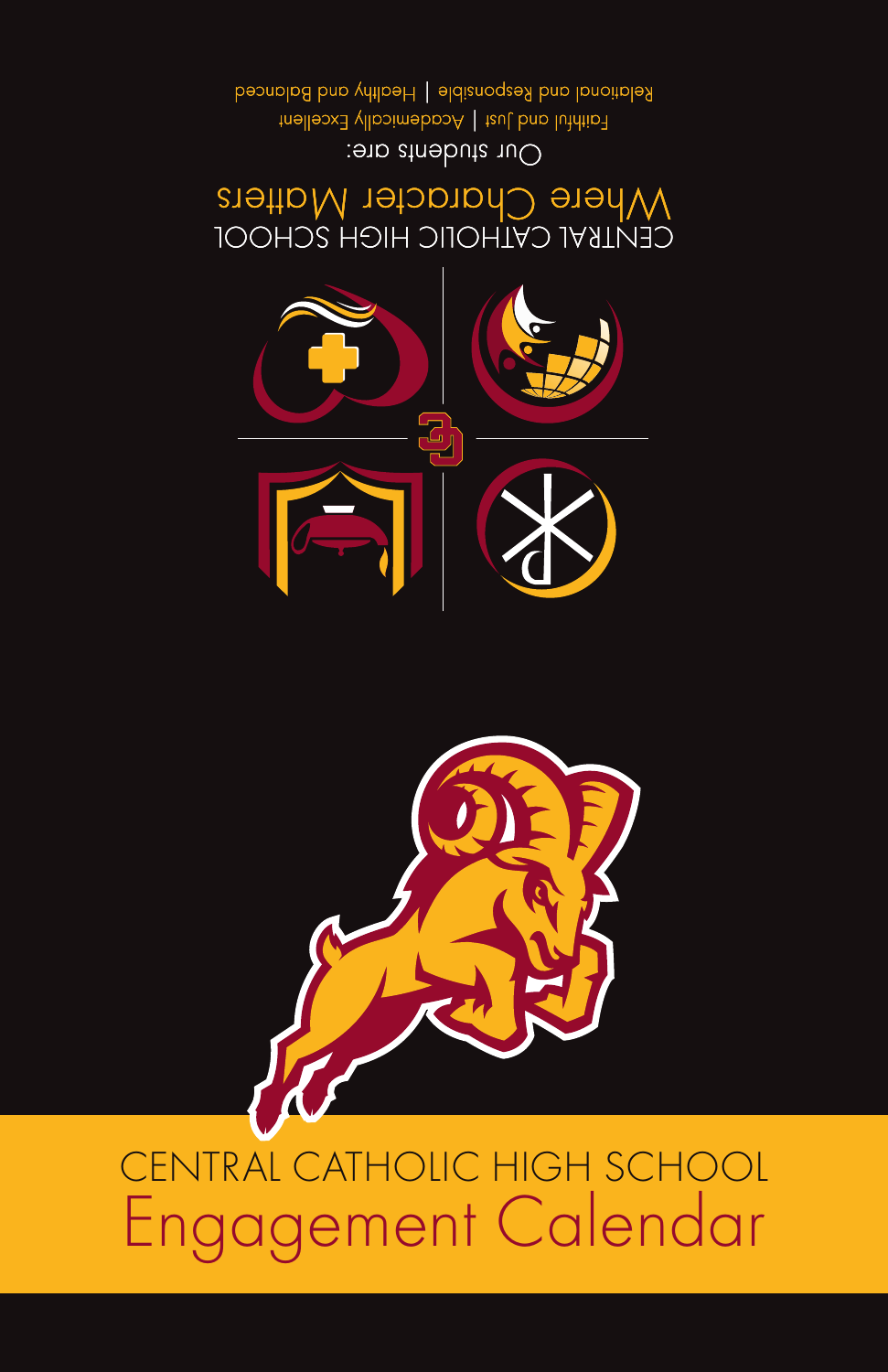CENTRAL CATHOLIC HIGH SCHOOL

Where Character Matters

Our students are:

Faithful and Just | Academically Excellent

Relational and Responsible | Healthy and Balanced

CENTRAL CATHOLIC HIGH SCHOOL

# Engagement Calendar